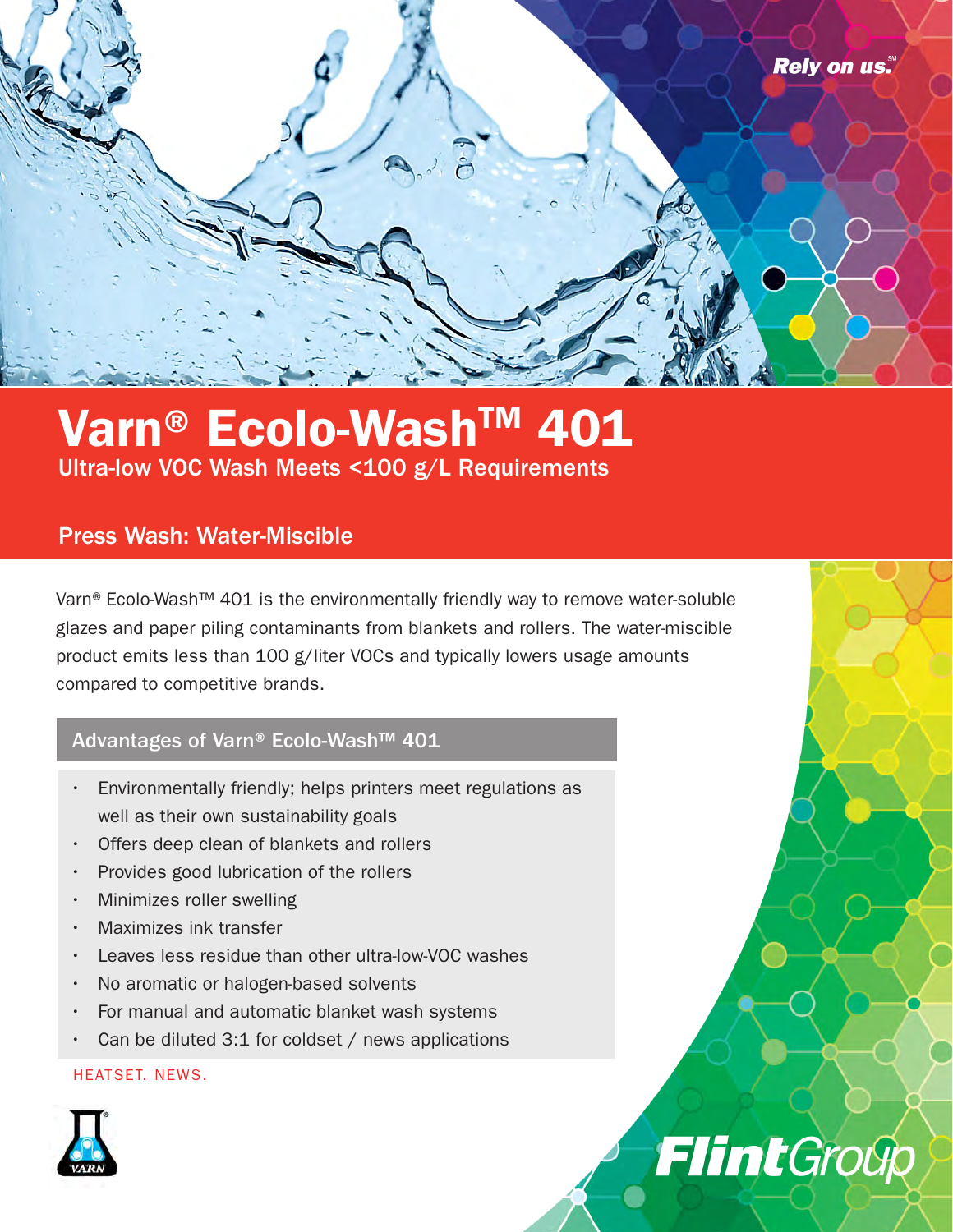Rely on us.℠

# Varn® Ecolo-Wash™ 401

Ultra-low VOC Wash Meets <100 g/L Requirements

## Press Wash: Water-Miscible

Varn® Ecolo-Wash™ 401 is the environmentally friendly way to remove water-soluble glazes and paper piling contaminants from blankets and rollers. The water-miscible product emits less than 100 g/liter VOCs and typically lowers usage amounts compared to competitive brands.

### Advantages of Varn® Ecolo-Wash™ 401

- Environmentally friendly; helps printers meet regulations as well as their own sustainability goals
- Offers deep clean of blankets and rollers
- Provides good lubrication of the rollers
- Minimizes roller swelling
- Maximizes ink transfer
- Leaves less residue than other ultra-low-VOC washes
- No aromatic or halogen-based solvents
- For manual and automatic blanket wash systems
- Can be diluted 3:1 for coldset / news applications

HEATSET. NEWS.

VARN

FlintGroup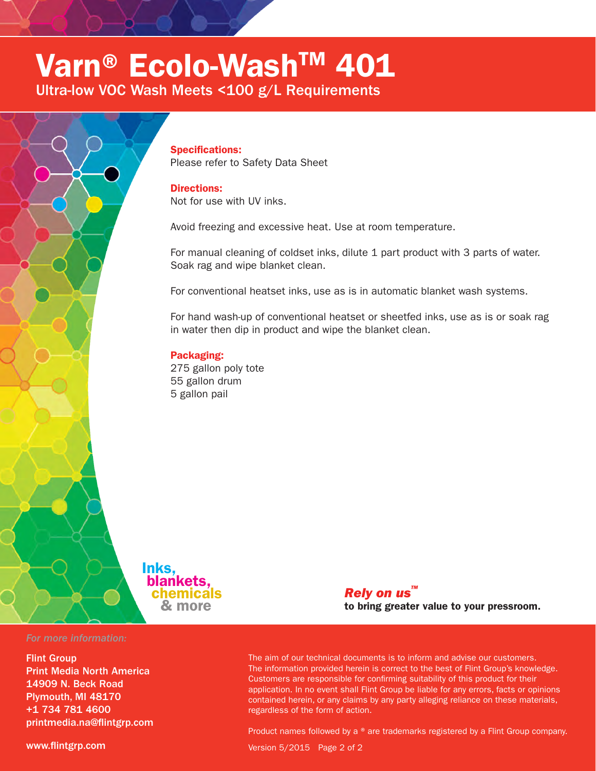# Varn® Ecolo-Wash™ 401

## Ultra-low VOC Wash Meets <100 g/L Requirements

**Specifications:**
Please refer to Safety Data Sheet

**Directions:**
Not for use with UV inks.

Avoid freezing and excessive heat. Use at room temperature.

For manual cleaning of coldset inks, dilute 1 part product with 3 parts of water. Soak rag and wipe blanket clean.

For conventional heatset inks, use as is in automatic blanket wash systems.

For hand wash-up of conventional heatset or sheetfed inks, use as is or soak rag in water then dip in product and wipe the blanket clean.

**Packaging:**
275 gallon poly tote
55 gallon drum
5 gallon pail

Inks,
blankets,
chemicals
& more

***Rely on us***™
**to bring greater value to your pressroom.**

*For more information:*

**Flint Group**
**Print Media North America**
**14909 N. Beck Road**
**Plymouth, MI 48170**
**+1 734 781 4600**
**printmedia.na@flintgrp.com**

**www.flintgrp.com**

The aim of our technical documents is to inform and advise our customers. The information provided herein is correct to the best of Flint Group's knowledge. Customers are responsible for confirming suitability of this product for their application. In no event shall Flint Group be liable for any errors, facts or opinions contained herein, or any claims by any party alleging reliance on these materials, regardless of the form of action.

Product names followed by a ® are trademarks registered by a Flint Group company.

Version 5/2015